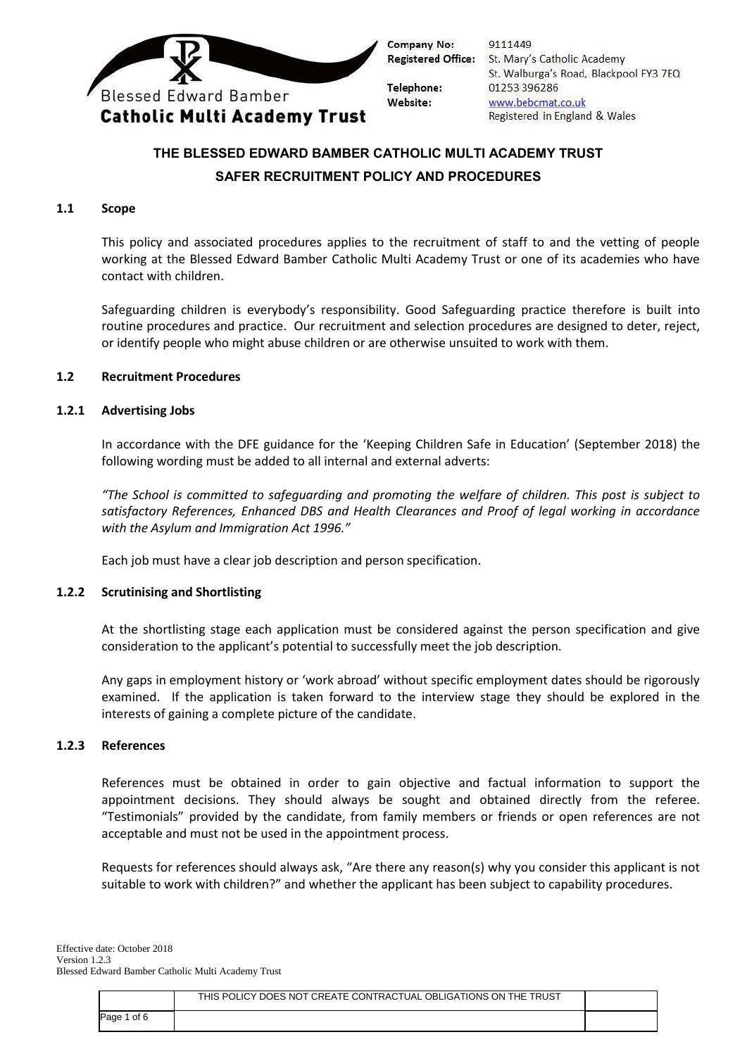Blessed Edward Bamber
**Catholic Multi Academy Trust**

**Company No:** 9111449
**Registered Office:** St. Mary's Catholic Academy
St. Walburga's Road, Blackpool FY3 7EQ
**Telephone:** 01253 396286
**Website:** www.bebcmat.co.uk
Registered in England & Wales

# THE BLESSED EDWARD BAMBER CATHOLIC MULTI ACADEMY TRUST
## SAFER RECRUITMENT POLICY AND PROCEDURES

### 1.1 Scope

This policy and associated procedures applies to the recruitment of staff to and the vetting of people working at the Blessed Edward Bamber Catholic Multi Academy Trust or one of its academies who have contact with children.

Safeguarding children is everybody's responsibility. Good Safeguarding practice therefore is built into routine procedures and practice. Our recruitment and selection procedures are designed to deter, reject, or identify people who might abuse children or are otherwise unsuited to work with them.

### 1.2 Recruitment Procedures

#### 1.2.1 Advertising Jobs

In accordance with the DFE guidance for the 'Keeping Children Safe in Education' (September 2018) the following wording must be added to all internal and external adverts:

*"The School is committed to safeguarding and promoting the welfare of children. This post is subject to satisfactory References, Enhanced DBS and Health Clearances and Proof of legal working in accordance with the Asylum and Immigration Act 1996."*

Each job must have a clear job description and person specification.

#### 1.2.2 Scrutinising and Shortlisting

At the shortlisting stage each application must be considered against the person specification and give consideration to the applicant's potential to successfully meet the job description.

Any gaps in employment history or 'work abroad' without specific employment dates should be rigorously examined. If the application is taken forward to the interview stage they should be explored in the interests of gaining a complete picture of the candidate.

#### 1.2.3 References

References must be obtained in order to gain objective and factual information to support the appointment decisions. They should always be sought and obtained directly from the referee. "Testimonials" provided by the candidate, from family members or friends or open references are not acceptable and must not be used in the appointment process.

Requests for references should always ask, "Are there any reason(s) why you consider this applicant is not suitable to work with children?" and whether the applicant has been subject to capability procedures.

Effective date: October 2018
Version 1.2.3
Blessed Edward Bamber Catholic Multi Academy Trust

THIS POLICY DOES NOT CREATE CONTRACTUAL OBLIGATIONS ON THE TRUST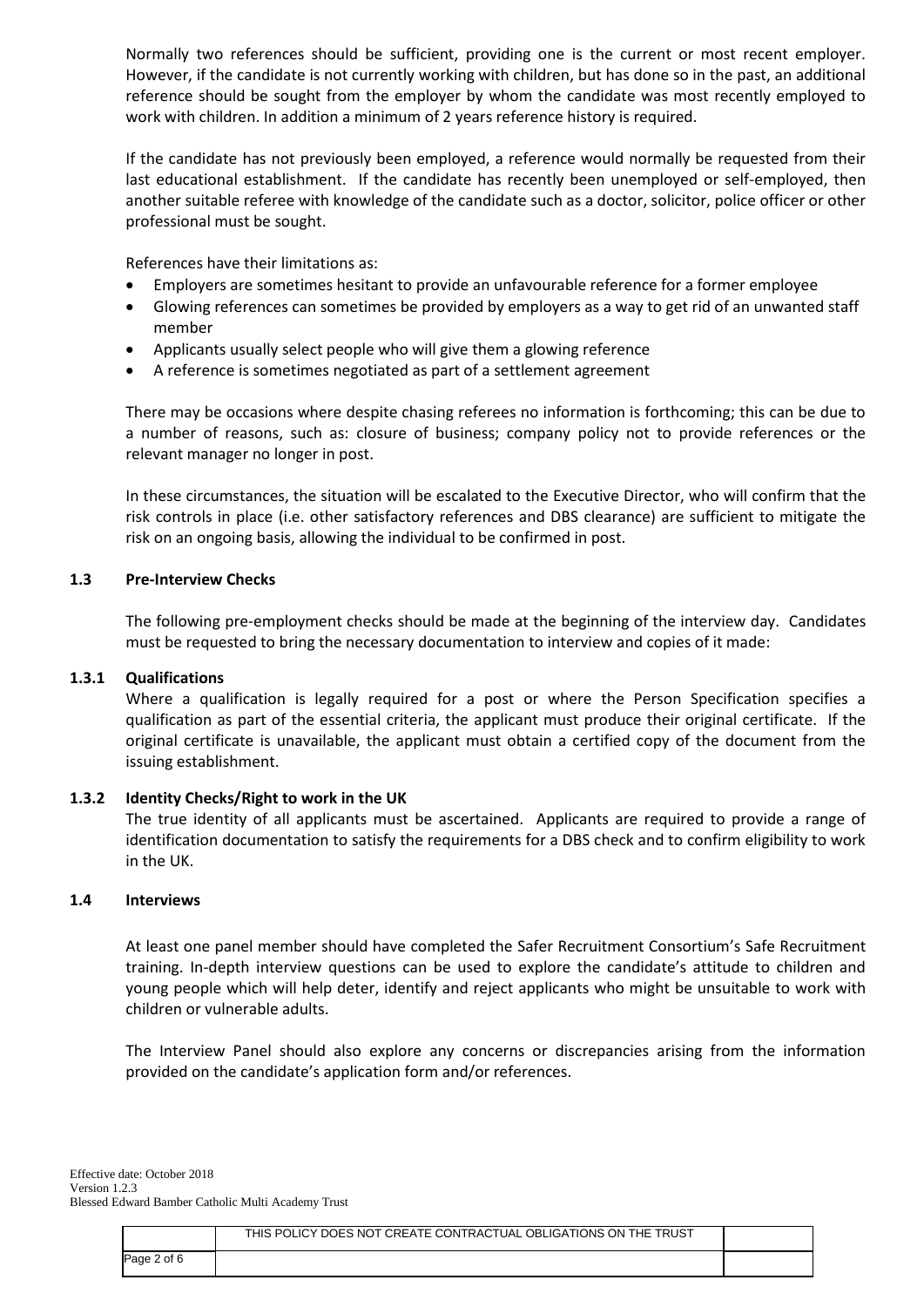Normally two references should be sufficient, providing one is the current or most recent employer. However, if the candidate is not currently working with children, but has done so in the past, an additional reference should be sought from the employer by whom the candidate was most recently employed to work with children. In addition a minimum of 2 years reference history is required.

If the candidate has not previously been employed, a reference would normally be requested from their last educational establishment. If the candidate has recently been unemployed or self-employed, then another suitable referee with knowledge of the candidate such as a doctor, solicitor, police officer or other professional must be sought.

References have their limitations as:

- Employers are sometimes hesitant to provide an unfavourable reference for a former employee
- Glowing references can sometimes be provided by employers as a way to get rid of an unwanted staff member
- Applicants usually select people who will give them a glowing reference
- A reference is sometimes negotiated as part of a settlement agreement

There may be occasions where despite chasing referees no information is forthcoming; this can be due to a number of reasons, such as: closure of business; company policy not to provide references or the relevant manager no longer in post.

In these circumstances, the situation will be escalated to the Executive Director, who will confirm that the risk controls in place (i.e. other satisfactory references and DBS clearance) are sufficient to mitigate the risk on an ongoing basis, allowing the individual to be confirmed in post.

### 1.3 Pre-Interview Checks

The following pre-employment checks should be made at the beginning of the interview day. Candidates must be requested to bring the necessary documentation to interview and copies of it made:

#### 1.3.1 Qualifications

Where a qualification is legally required for a post or where the Person Specification specifies a qualification as part of the essential criteria, the applicant must produce their original certificate. If the original certificate is unavailable, the applicant must obtain a certified copy of the document from the issuing establishment.

#### 1.3.2 Identity Checks/Right to work in the UK

The true identity of all applicants must be ascertained. Applicants are required to provide a range of identification documentation to satisfy the requirements for a DBS check and to confirm eligibility to work in the UK.

### 1.4 Interviews

At least one panel member should have completed the Safer Recruitment Consortium's Safe Recruitment training. In-depth interview questions can be used to explore the candidate's attitude to children and young people which will help deter, identify and reject applicants who might be unsuitable to work with children or vulnerable adults.

The Interview Panel should also explore any concerns or discrepancies arising from the information provided on the candidate's application form and/or references.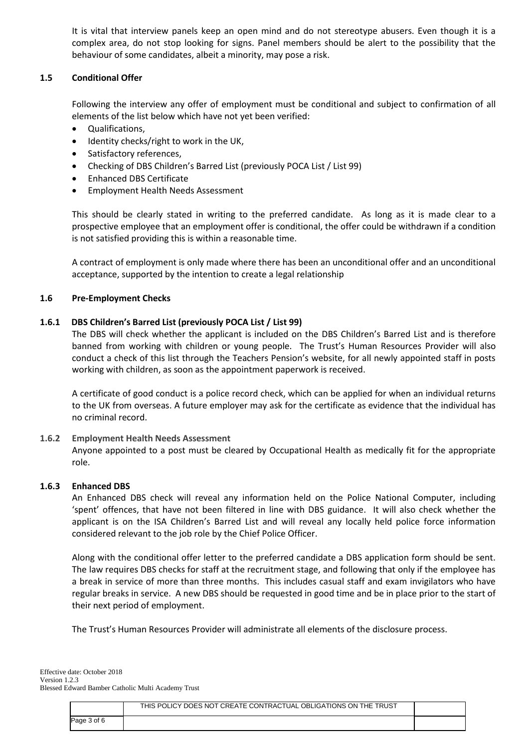It is vital that interview panels keep an open mind and do not stereotype abusers. Even though it is a complex area, do not stop looking for signs. Panel members should be alert to the possibility that the behaviour of some candidates, albeit a minority, may pose a risk.

### 1.5 Conditional Offer

Following the interview any offer of employment must be conditional and subject to confirmation of all elements of the list below which have not yet been verified:

- Qualifications,
- Identity checks/right to work in the UK,
- Satisfactory references,
- Checking of DBS Children's Barred List (previously POCA List / List 99)
- Enhanced DBS Certificate
- Employment Health Needs Assessment

This should be clearly stated in writing to the preferred candidate. As long as it is made clear to a prospective employee that an employment offer is conditional, the offer could be withdrawn if a condition is not satisfied providing this is within a reasonable time.

A contract of employment is only made where there has been an unconditional offer and an unconditional acceptance, supported by the intention to create a legal relationship

### 1.6 Pre-Employment Checks

#### 1.6.1 DBS Children's Barred List (previously POCA List / List 99)

The DBS will check whether the applicant is included on the DBS Children's Barred List and is therefore banned from working with children or young people. The Trust's Human Resources Provider will also conduct a check of this list through the Teachers Pension's website, for all newly appointed staff in posts working with children, as soon as the appointment paperwork is received.

A certificate of good conduct is a police record check, which can be applied for when an individual returns to the UK from overseas. A future employer may ask for the certificate as evidence that the individual has no criminal record.

#### 1.6.2 Employment Health Needs Assessment

Anyone appointed to a post must be cleared by Occupational Health as medically fit for the appropriate role.

#### 1.6.3 Enhanced DBS

An Enhanced DBS check will reveal any information held on the Police National Computer, including 'spent' offences, that have not been filtered in line with DBS guidance. It will also check whether the applicant is on the ISA Children's Barred List and will reveal any locally held police force information considered relevant to the job role by the Chief Police Officer.

Along with the conditional offer letter to the preferred candidate a DBS application form should be sent. The law requires DBS checks for staff at the recruitment stage, and following that only if the employee has a break in service of more than three months. This includes casual staff and exam invigilators who have regular breaks in service. A new DBS should be requested in good time and be in place prior to the start of their next period of employment.

The Trust's Human Resources Provider will administrate all elements of the disclosure process.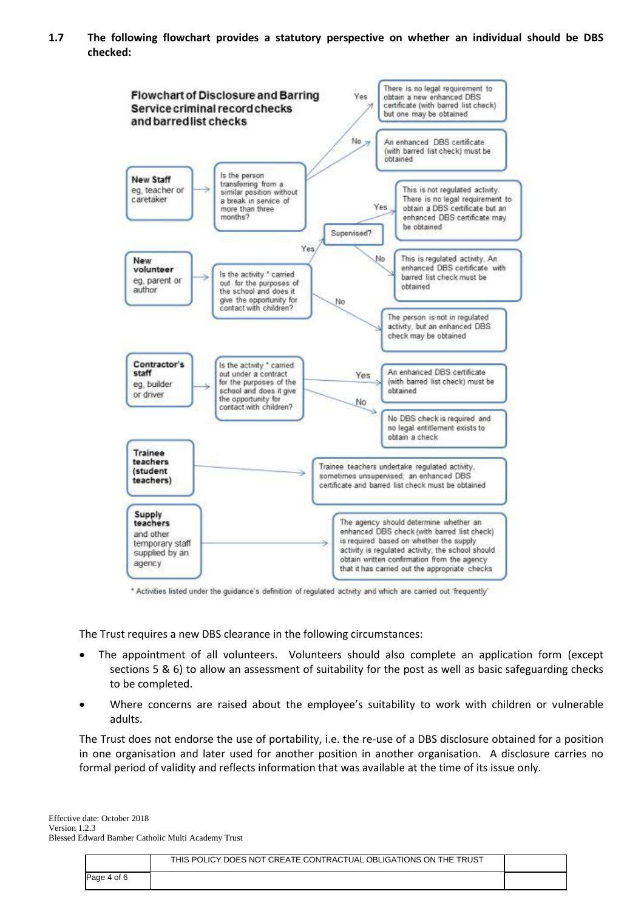**1.7 The following flowchart provides a statutory perspective on whether an individual should be DBS checked:**

**Flowchart of Disclosure and Barring Service criminal record checks and barred list checks**

**New Staff** eg, teacher or caretaker → Is the person transferring from a similar position without a break in service of more than three months?
- Yes → There is no legal requirement to obtain a new enhanced DBS certificate (with barred list check) but one may be obtained
- No → An enhanced DBS certificate (with barred list check) must be obtained

**New volunteer** eg, parent or author → Is the activity * carried out for the purposes of the school and does it give the opportunity for contact with children?
- Yes → Supervised?
  - Yes → This is not regulated activity. There is no legal requirement to obtain a DBS certificate but an enhanced DBS certificate may be obtained
  - No → This is regulated activity. An enhanced DBS certificate with barred list check must be obtained
- No → The person is not in regulated activity, but an enhanced DBS check may be obtained

**Contractor's staff** eg, builder or driver → Is the activity * carried out under a contract for the purposes of the school and does it give the opportunity for contact with children?
- Yes → An enhanced DBS certificate (with barred list check) must be obtained
- No → No DBS check is required and no legal entitlement exists to obtain a check

**Trainee teachers (student teachers)** → Trainee teachers undertake regulated activity, sometimes unsupervised; an enhanced DBS certificate and barred list check must be obtained

**Supply teachers** and other temporary staff supplied by an agency → The agency should determine whether an enhanced DBS check (with barred list check) is required based on whether the supply activity is regulated activity; the school should obtain written confirmation from the agency that it has carried out the appropriate checks

\* Activities listed under the guidance's definition of regulated activity and which are carried out 'frequently'

The Trust requires a new DBS clearance in the following circumstances:

- The appointment of all volunteers. Volunteers should also complete an application form (except sections 5 & 6) to allow an assessment of suitability for the post as well as basic safeguarding checks to be completed.
- Where concerns are raised about the employee's suitability to work with children or vulnerable adults.

The Trust does not endorse the use of portability, i.e. the re-use of a DBS disclosure obtained for a position in one organisation and later used for another position in another organisation. A disclosure carries no formal period of validity and reflects information that was available at the time of its issue only.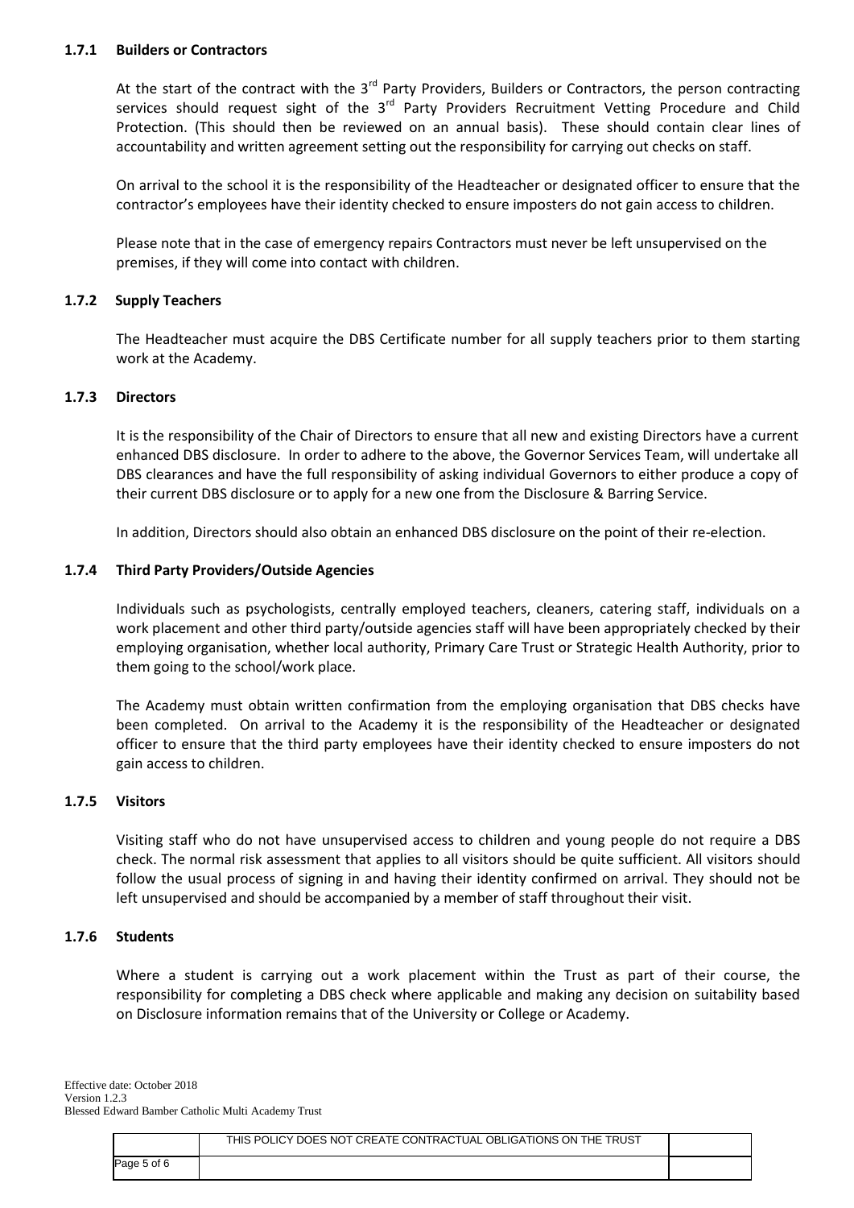#### 1.7.1 Builders or Contractors

At the start of the contract with the 3rd Party Providers, Builders or Contractors, the person contracting services should request sight of the 3rd Party Providers Recruitment Vetting Procedure and Child Protection. (This should then be reviewed on an annual basis). These should contain clear lines of accountability and written agreement setting out the responsibility for carrying out checks on staff.

On arrival to the school it is the responsibility of the Headteacher or designated officer to ensure that the contractor's employees have their identity checked to ensure imposters do not gain access to children.

Please note that in the case of emergency repairs Contractors must never be left unsupervised on the premises, if they will come into contact with children.

#### 1.7.2 Supply Teachers

The Headteacher must acquire the DBS Certificate number for all supply teachers prior to them starting work at the Academy.

#### 1.7.3 Directors

It is the responsibility of the Chair of Directors to ensure that all new and existing Directors have a current enhanced DBS disclosure. In order to adhere to the above, the Governor Services Team, will undertake all DBS clearances and have the full responsibility of asking individual Governors to either produce a copy of their current DBS disclosure or to apply for a new one from the Disclosure & Barring Service.

In addition, Directors should also obtain an enhanced DBS disclosure on the point of their re-election.

#### 1.7.4 Third Party Providers/Outside Agencies

Individuals such as psychologists, centrally employed teachers, cleaners, catering staff, individuals on a work placement and other third party/outside agencies staff will have been appropriately checked by their employing organisation, whether local authority, Primary Care Trust or Strategic Health Authority, prior to them going to the school/work place.

The Academy must obtain written confirmation from the employing organisation that DBS checks have been completed. On arrival to the Academy it is the responsibility of the Headteacher or designated officer to ensure that the third party employees have their identity checked to ensure imposters do not gain access to children.

#### 1.7.5 Visitors

Visiting staff who do not have unsupervised access to children and young people do not require a DBS check. The normal risk assessment that applies to all visitors should be quite sufficient. All visitors should follow the usual process of signing in and having their identity confirmed on arrival. They should not be left unsupervised and should be accompanied by a member of staff throughout their visit.

#### 1.7.6 Students

Where a student is carrying out a work placement within the Trust as part of their course, the responsibility for completing a DBS check where applicable and making any decision on suitability based on Disclosure information remains that of the University or College or Academy.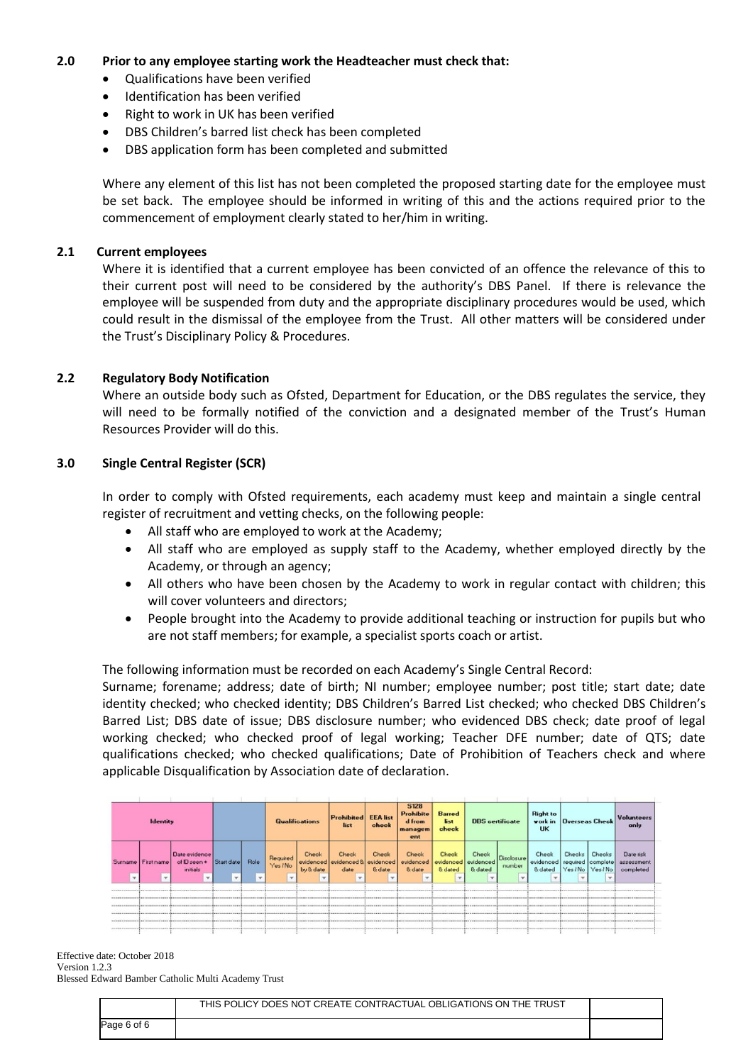### 2.0 Prior to any employee starting work the Headteacher must check that:

- Qualifications have been verified
- Identification has been verified
- Right to work in UK has been verified
- DBS Children's barred list check has been completed
- DBS application form has been completed and submitted

Where any element of this list has not been completed the proposed starting date for the employee must be set back. The employee should be informed in writing of this and the actions required prior to the commencement of employment clearly stated to her/him in writing.

### 2.1 Current employees

Where it is identified that a current employee has been convicted of an offence the relevance of this to their current post will need to be considered by the authority's DBS Panel. If there is relevance the employee will be suspended from duty and the appropriate disciplinary procedures would be used, which could result in the dismissal of the employee from the Trust. All other matters will be considered under the Trust's Disciplinary Policy & Procedures.

### 2.2 Regulatory Body Notification

Where an outside body such as Ofsted, Department for Education, or the DBS regulates the service, they will need to be formally notified of the conviction and a designated member of the Trust's Human Resources Provider will do this.

### 3.0 Single Central Register (SCR)

In order to comply with Ofsted requirements, each academy must keep and maintain a single central register of recruitment and vetting checks, on the following people:

- All staff who are employed to work at the Academy;
- All staff who are employed as supply staff to the Academy, whether employed directly by the Academy, or through an agency;
- All others who have been chosen by the Academy to work in regular contact with children; this will cover volunteers and directors;
- People brought into the Academy to provide additional teaching or instruction for pupils but who are not staff members; for example, a specialist sports coach or artist.

The following information must be recorded on each Academy's Single Central Record:

Surname; forename; address; date of birth; NI number; employee number; post title; start date; date identity checked; who checked identity; DBS Children's Barred List checked; who checked DBS Children's Barred List; DBS date of issue; DBS disclosure number; who evidenced DBS check; date proof of legal working checked; who checked proof of legal working; Teacher DFE number; date of QTS; date qualifications checked; who checked qualifications; Date of Prohibition of Teachers check and where applicable Disqualification by Association date of declaration.

| Identity | | | | | Qualifications | | Prohibited list | EEA list check | S128 Prohibited from management | Barred list check | DBS certificate | | Right to work in UK | Overseas Check | | Volunteers only |
|---|---|---|---|---|---|---|---|---|---|---|---|---|---|---|---|---|
| Surname | First name | Date evidence of ID seen + initials | Start date | Role | Required Yes / No | Check evidenced by & date | Check date | Check evidenced & date | Check evidenced & date | Check evidenced & dated | Check evidenced & dated | Disclosure number | Check evidenced & dated | Checks required Yes / No | Checks complete Yes / No | Date risk assessment completed |
| | | | | | | | | | | | | | | | | |

Effective date: October 2018
Version 1.2.3
Blessed Edward Bamber Catholic Multi Academy Trust

THIS POLICY DOES NOT CREATE CONTRACTUAL OBLIGATIONS ON THE TRUST